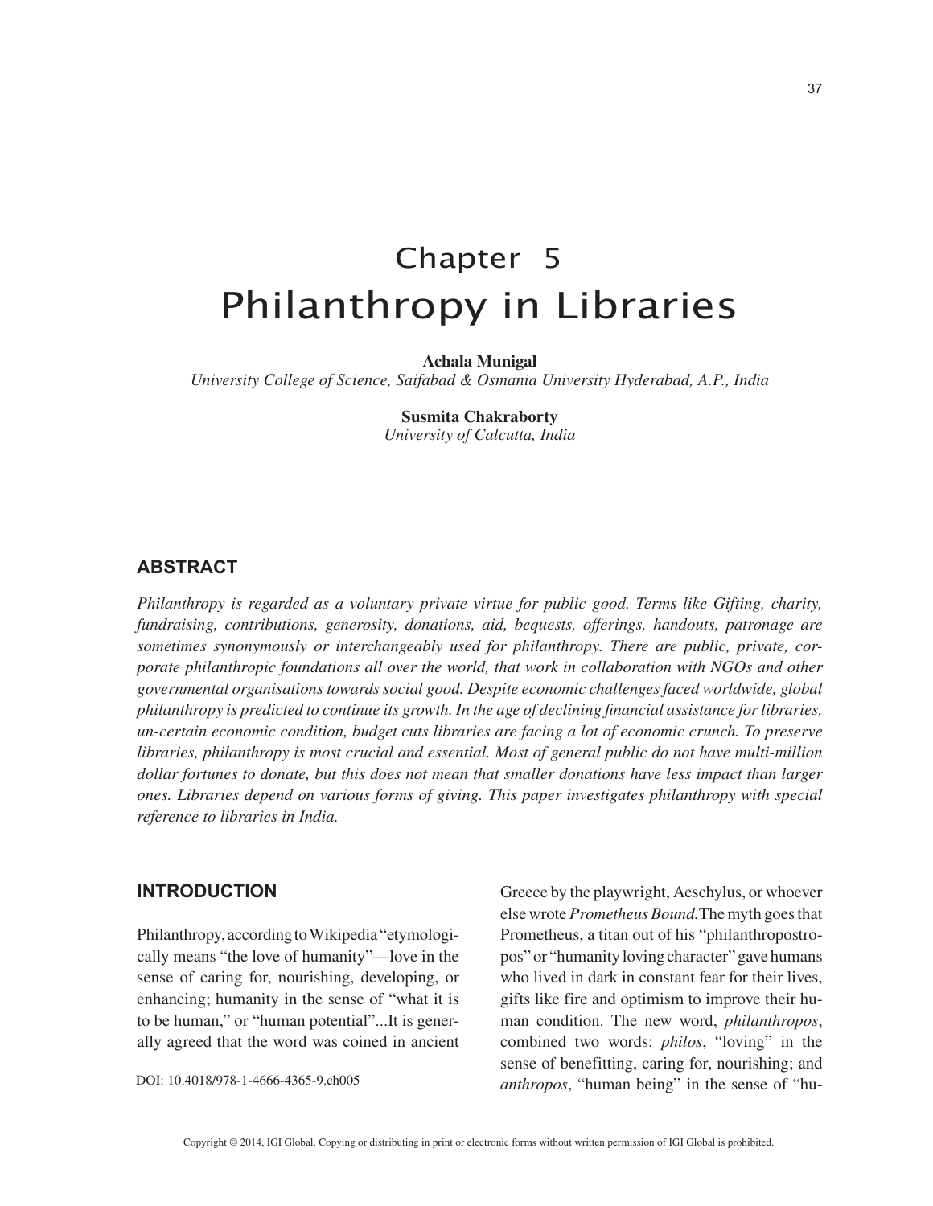# Chapter 5
# Philanthropy in Libraries

**Achala Munigal**
*University College of Science, Saifabad & Osmania University Hyderabad, A.P., India*

**Susmita Chakraborty**
*University of Calcutta, India*

## ABSTRACT

*Philanthropy is regarded as a voluntary private virtue for public good. Terms like Gifting, charity, fundraising, contributions, generosity, donations, aid, bequests, offerings, handouts, patronage are sometimes synonymously or interchangeably used for philanthropy. There are public, private, corporate philanthropic foundations all over the world, that work in collaboration with NGOs and other governmental organisations towards social good. Despite economic challenges faced worldwide, global philanthropy is predicted to continue its growth. In the age of declining financial assistance for libraries, un-certain economic condition, budget cuts libraries are facing a lot of economic crunch. To preserve libraries, philanthropy is most crucial and essential. Most of general public do not have multi-million dollar fortunes to donate, but this does not mean that smaller donations have less impact than larger ones. Libraries depend on various forms of giving. This paper investigates philanthropy with special reference to libraries in India.*

## INTRODUCTION

Philanthropy, according to Wikipedia "etymologically means "the love of humanity"—love in the sense of caring for, nourishing, developing, or enhancing; humanity in the sense of "what it is to be human," or "human potential"...It is generally agreed that the word was coined in ancient Greece by the playwright, Aeschylus, or whoever else wrote *Prometheus Bound.* The myth goes that Prometheus, a titan out of his "philanthropostropos" or "humanity loving character" gave humans who lived in dark in constant fear for their lives, gifts like fire and optimism to improve their human condition. The new word, *philanthropos*, combined two words: *philos*, "loving" in the sense of benefitting, caring for, nourishing; and *anthropos*, "human being" in the sense of "hu-

DOI: 10.4018/978-1-4666-4365-9.ch005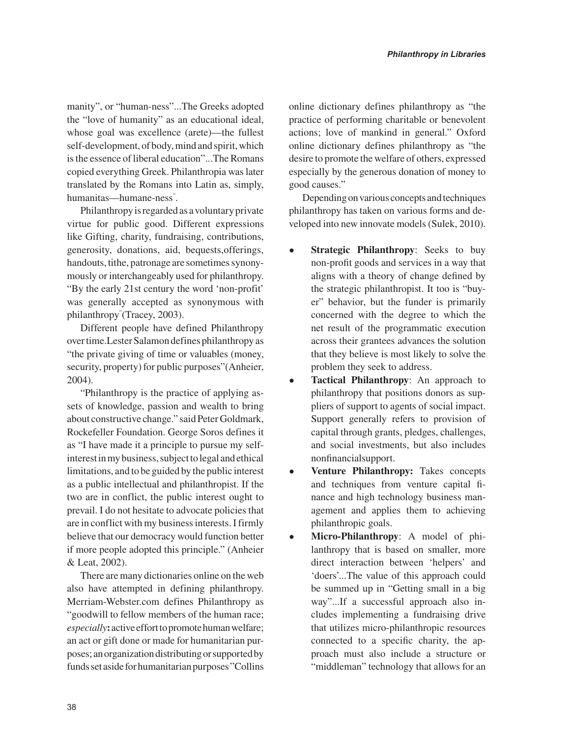manity", or "human-ness"...The Greeks adopted the "love of humanity" as an educational ideal, whose goal was excellence (arete)—the fullest self-development, of body, mind and spirit, which is the essence of liberal education"...The Romans copied everything Greek. Philanthropia was later translated by the Romans into Latin as, simply, humanitas—humane-ness".

Philanthropy is regarded as a voluntary private virtue for public good. Different expressions like Gifting, charity, fundraising, contributions, generosity, donations, aid, bequests,offerings, handouts, tithe, patronage are sometimes synonymously or interchangeably used for philanthropy. "By the early 21st century the word 'non-profit' was generally accepted as synonymous with philanthropy"(Tracey, 2003).

Different people have defined Philanthropy over time.Lester Salamon defines philanthropy as "the private giving of time or valuables (money, security, property) for public purposes"(Anheier, 2004).

"Philanthropy is the practice of applying assets of knowledge, passion and wealth to bring about constructive change." said Peter Goldmark, Rockefeller Foundation. George Soros defines it as "I have made it a principle to pursue my self-interest in my business, subject to legal and ethical limitations, and to be guided by the public interest as a public intellectual and philanthropist. If the two are in conflict, the public interest ought to prevail. I do not hesitate to advocate policies that are in conflict with my business interests. I firmly believe that our democracy would function better if more people adopted this principle." (Anheier & Leat, 2002).

There are many dictionaries online on the web also have attempted in defining philanthropy. Merriam-Webster.com defines Philanthropy as "goodwill to fellow members of the human race; *especially***:** active effort to promote human welfare; an act or gift done or made for humanitarian purposes; an organization distributing or supported by funds set aside for humanitarian purposes"Collins online dictionary defines philanthropy as "the practice of performing charitable or benevolent actions; love of mankind in general." Oxford online dictionary defines philanthropy as "the desire to promote the welfare of others, expressed especially by the generous donation of money to good causes."

Depending on various concepts and techniques philanthropy has taken on various forms and developed into new innovate models (Sulek, 2010).

- **Strategic Philanthropy**: Seeks to buy non-profit goods and services in a way that aligns with a theory of change defined by the strategic philanthropist. It too is "buyer" behavior, but the funder is primarily concerned with the degree to which the net result of the programmatic execution across their grantees advances the solution that they believe is most likely to solve the problem they seek to address.
- **Tactical Philanthropy**: An approach to philanthropy that positions donors as suppliers of support to agents of social impact. Support generally refers to provision of capital through grants, pledges, challenges, and social investments, but also includes nonfinancialsupport.
- **Venture Philanthropy:** Takes concepts and techniques from venture capital finance and high technology business management and applies them to achieving philanthropic goals.
- **Micro-Philanthropy**: A model of philanthropy that is based on smaller, more direct interaction between 'helpers' and 'doers'...The value of this approach could be summed up in "Getting small in a big way"...If a successful approach also includes implementing a fundraising drive that utilizes micro-philanthropic resources connected to a specific charity, the approach must also include a structure or "middleman" technology that allows for an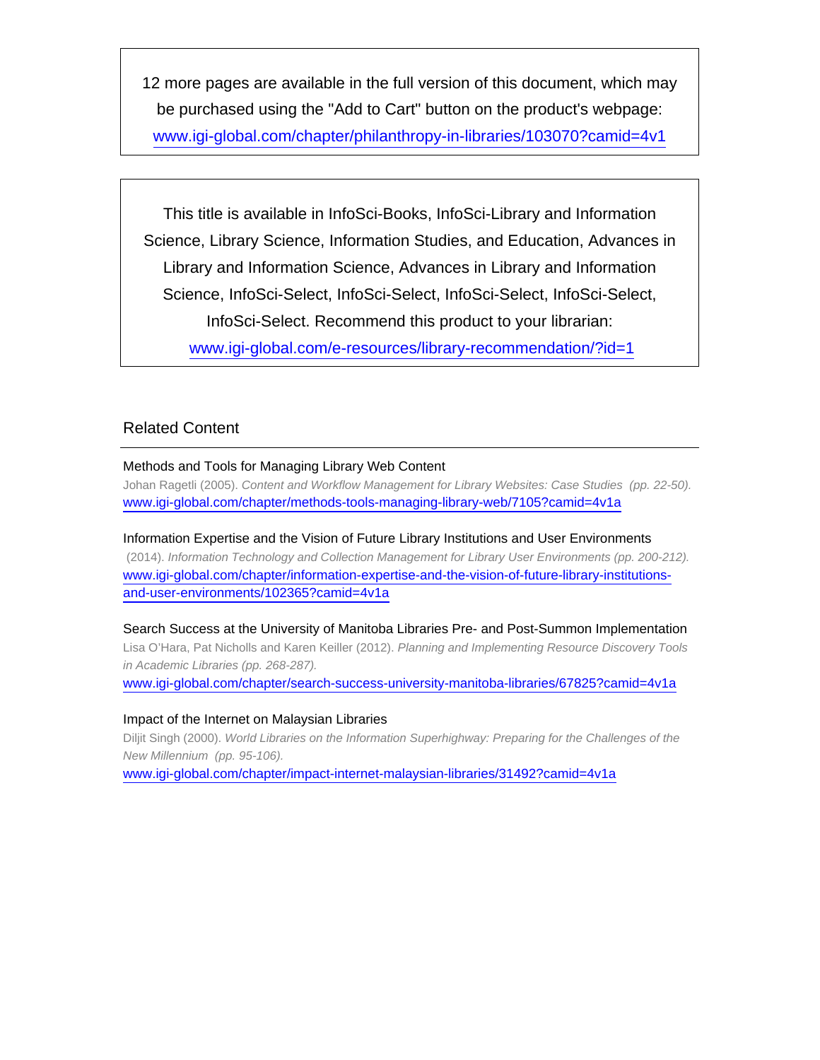12 more pages are available in the full version of this document, which may be purchased using the "Add to Cart" button on the product's webpage:
www.igi-global.com/chapter/philanthropy-in-libraries/103070?camid=4v1

This title is available in InfoSci-Books, InfoSci-Library and Information Science, Library Science, Information Studies, and Education, Advances in Library and Information Science, Advances in Library and Information Science, InfoSci-Select, InfoSci-Select, InfoSci-Select, InfoSci-Select, InfoSci-Select. Recommend this product to your librarian:
www.igi-global.com/e-resources/library-recommendation/?id=1

## Related Content

Methods and Tools for Managing Library Web Content
Johan Ragetli (2005). *Content and Workflow Management for Library Websites: Case Studies (pp. 22-50).*
www.igi-global.com/chapter/methods-tools-managing-library-web/7105?camid=4v1a

Information Expertise and the Vision of Future Library Institutions and User Environments
(2014). *Information Technology and Collection Management for Library User Environments (pp. 200-212).*
www.igi-global.com/chapter/information-expertise-and-the-vision-of-future-library-institutions-and-user-environments/102365?camid=4v1a

Search Success at the University of Manitoba Libraries Pre- and Post-Summon Implementation
Lisa O'Hara, Pat Nicholls and Karen Keiller (2012). *Planning and Implementing Resource Discovery Tools in Academic Libraries (pp. 268-287).*
www.igi-global.com/chapter/search-success-university-manitoba-libraries/67825?camid=4v1a

Impact of the Internet on Malaysian Libraries
Diljit Singh (2000). *World Libraries on the Information Superhighway: Preparing for the Challenges of the New Millennium (pp. 95-106).*
www.igi-global.com/chapter/impact-internet-malaysian-libraries/31492?camid=4v1a